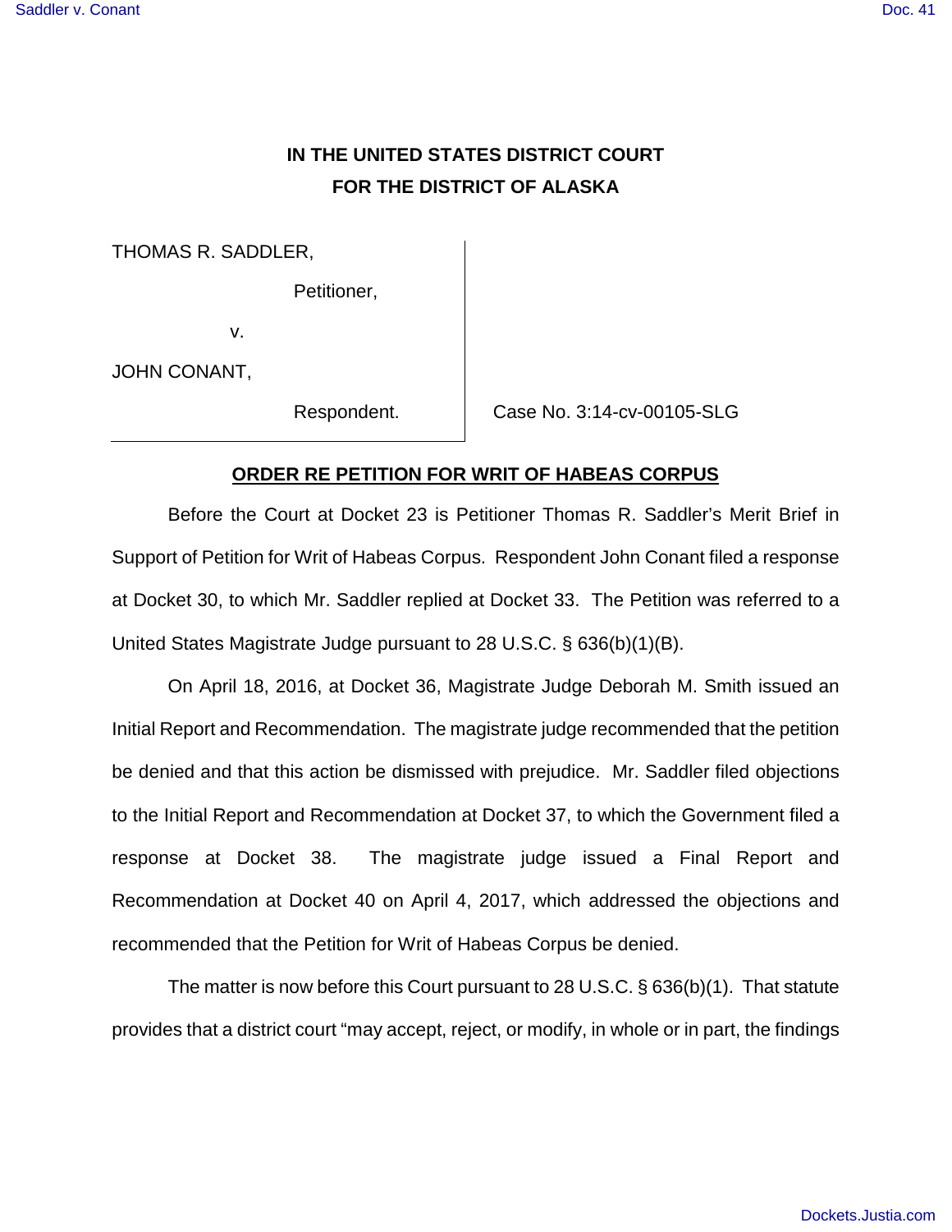# IN THE UNITED STATES DISTRICT COURT
# FOR THE DISTRICT OF ALASKA

THOMAS R. SADDLER,

Petitioner,

v.

JOHN CONANT,

Respondent.

Case No. 3:14-cv-00105-SLG

## ORDER RE PETITION FOR WRIT OF HABEAS CORPUS

Before the Court at Docket 23 is Petitioner Thomas R. Saddler's Merit Brief in Support of Petition for Writ of Habeas Corpus. Respondent John Conant filed a response at Docket 30, to which Mr. Saddler replied at Docket 33. The Petition was referred to a United States Magistrate Judge pursuant to 28 U.S.C. § 636(b)(1)(B).

On April 18, 2016, at Docket 36, Magistrate Judge Deborah M. Smith issued an Initial Report and Recommendation. The magistrate judge recommended that the petition be denied and that this action be dismissed with prejudice. Mr. Saddler filed objections to the Initial Report and Recommendation at Docket 37, to which the Government filed a response at Docket 38. The magistrate judge issued a Final Report and Recommendation at Docket 40 on April 4, 2017, which addressed the objections and recommended that the Petition for Writ of Habeas Corpus be denied.

The matter is now before this Court pursuant to 28 U.S.C. § 636(b)(1). That statute provides that a district court "may accept, reject, or modify, in whole or in part, the findings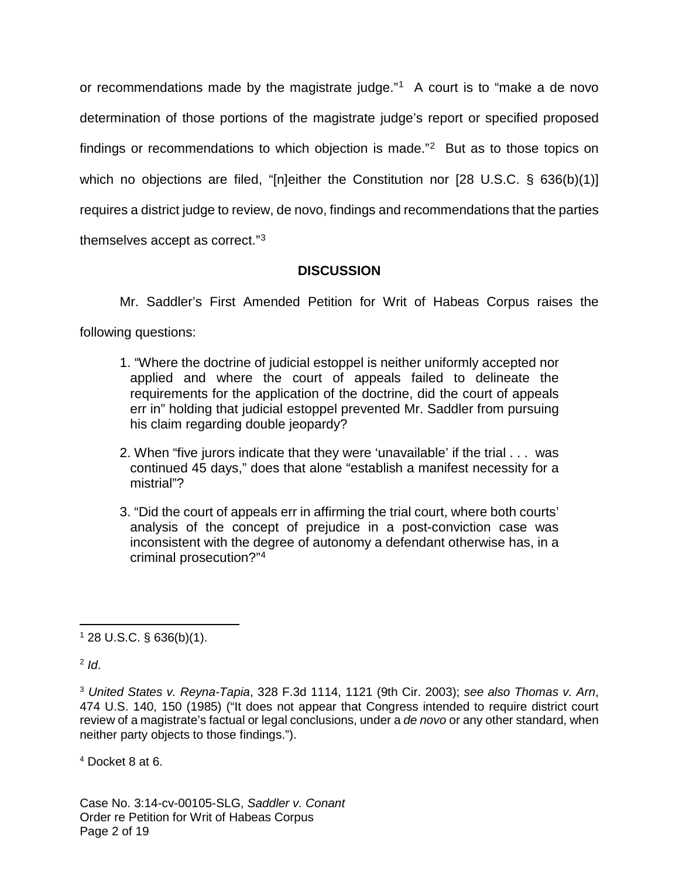or recommendations made by the magistrate judge."[1] A court is to "make a de novo determination of those portions of the magistrate judge's report or specified proposed findings or recommendations to which objection is made."[2] But as to those topics on which no objections are filed, "[n]either the Constitution nor [28 U.S.C. § 636(b)(1)] requires a district judge to review, de novo, findings and recommendations that the parties themselves accept as correct."[3]

**DISCUSSION**

Mr. Saddler's First Amended Petition for Writ of Habeas Corpus raises the following questions:

1. "Where the doctrine of judicial estoppel is neither uniformly accepted nor applied and where the court of appeals failed to delineate the requirements for the application of the doctrine, did the court of appeals err in" holding that judicial estoppel prevented Mr. Saddler from pursuing his claim regarding double jeopardy?

2. When "five jurors indicate that they were 'unavailable' if the trial . . . was continued 45 days," does that alone "establish a manifest necessity for a mistrial"?

3. "Did the court of appeals err in affirming the trial court, where both courts' analysis of the concept of prejudice in a post-conviction case was inconsistent with the degree of autonomy a defendant otherwise has, in a criminal prosecution?"[4]

---

[1] 28 U.S.C. § 636(b)(1).

[2] *Id*.

[3] *United States v. Reyna-Tapia*, 328 F.3d 1114, 1121 (9th Cir. 2003); *see also Thomas v. Arn*, 474 U.S. 140, 150 (1985) ("It does not appear that Congress intended to require district court review of a magistrate's factual or legal conclusions, under a *de novo* or any other standard, when neither party objects to those findings.").

[4] Docket 8 at 6.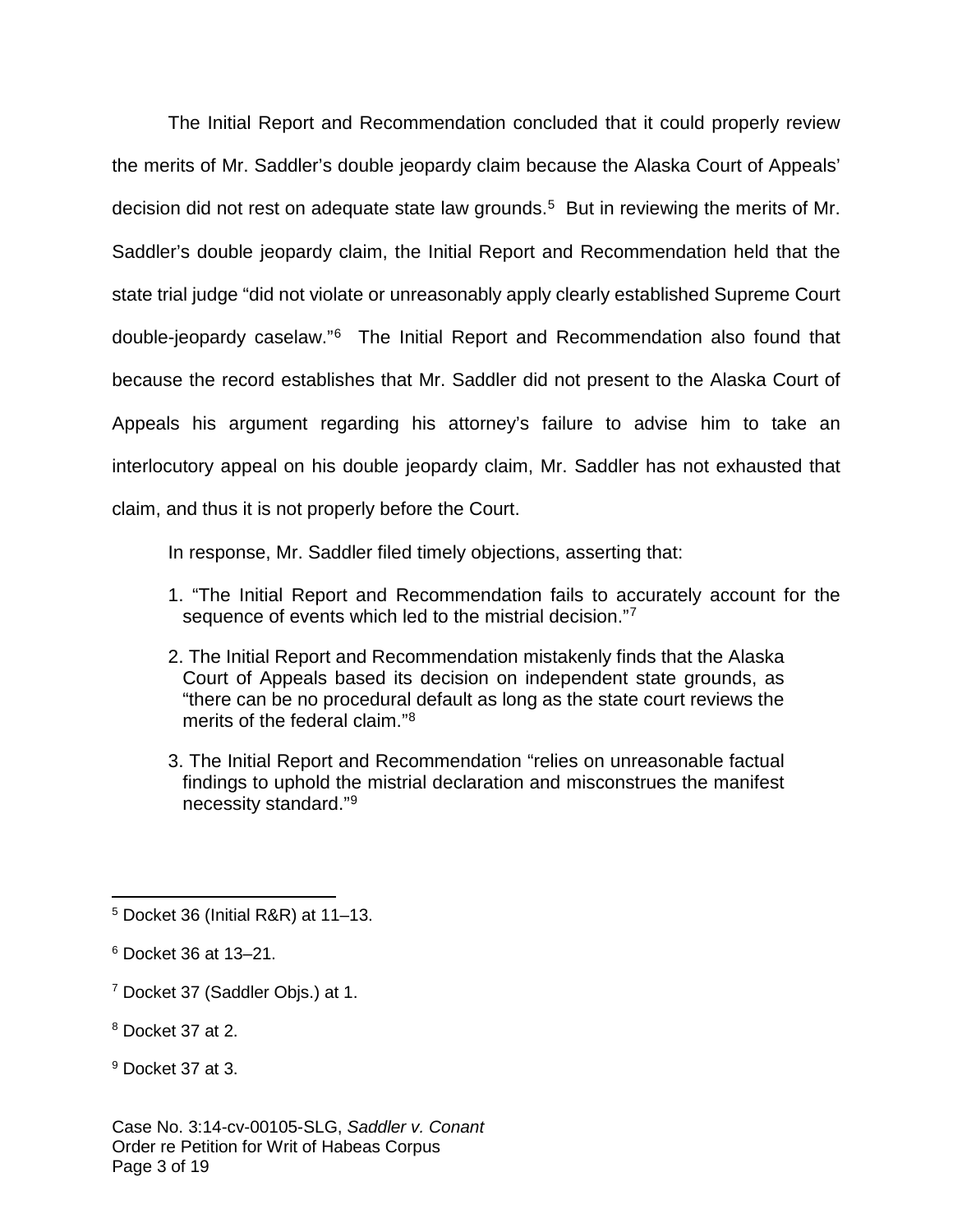The Initial Report and Recommendation concluded that it could properly review the merits of Mr. Saddler's double jeopardy claim because the Alaska Court of Appeals' decision did not rest on adequate state law grounds.[5] But in reviewing the merits of Mr. Saddler's double jeopardy claim, the Initial Report and Recommendation held that the state trial judge "did not violate or unreasonably apply clearly established Supreme Court double-jeopardy caselaw."[6] The Initial Report and Recommendation also found that because the record establishes that Mr. Saddler did not present to the Alaska Court of Appeals his argument regarding his attorney's failure to advise him to take an interlocutory appeal on his double jeopardy claim, Mr. Saddler has not exhausted that claim, and thus it is not properly before the Court.

In response, Mr. Saddler filed timely objections, asserting that:

1. "The Initial Report and Recommendation fails to accurately account for the sequence of events which led to the mistrial decision."[7]

2. The Initial Report and Recommendation mistakenly finds that the Alaska Court of Appeals based its decision on independent state grounds, as "there can be no procedural default as long as the state court reviews the merits of the federal claim."[8]

3. The Initial Report and Recommendation "relies on unreasonable factual findings to uphold the mistrial declaration and misconstrues the manifest necessity standard."[9]

---

[5] Docket 36 (Initial R&R) at 11–13.

[6] Docket 36 at 13–21.

[7] Docket 37 (Saddler Objs.) at 1.

[8] Docket 37 at 2.

[9] Docket 37 at 3.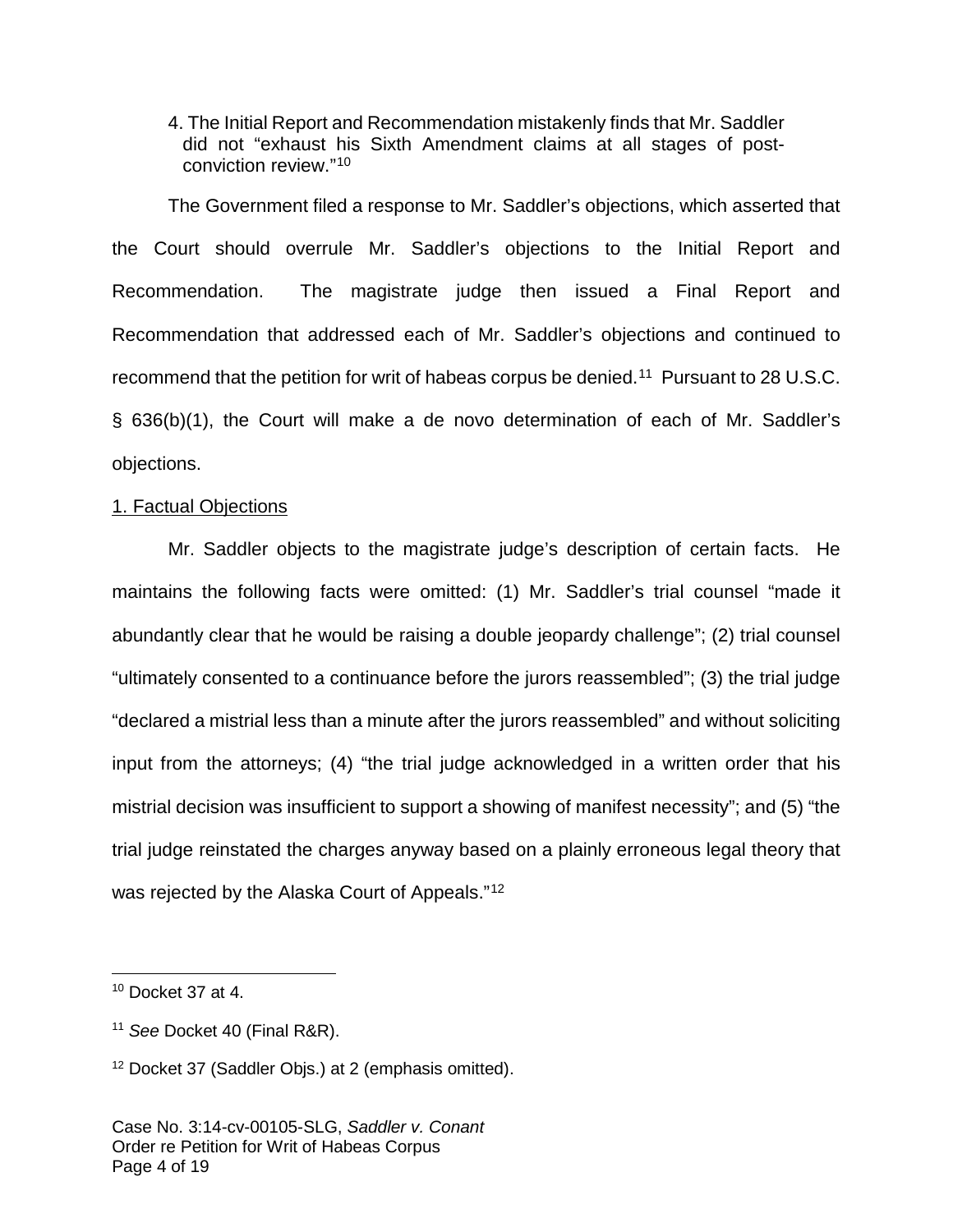4. The Initial Report and Recommendation mistakenly finds that Mr. Saddler did not "exhaust his Sixth Amendment claims at all stages of post-conviction review."[10]

The Government filed a response to Mr. Saddler's objections, which asserted that the Court should overrule Mr. Saddler's objections to the Initial Report and Recommendation. The magistrate judge then issued a Final Report and Recommendation that addressed each of Mr. Saddler's objections and continued to recommend that the petition for writ of habeas corpus be denied.[11] Pursuant to 28 U.S.C. § 636(b)(1), the Court will make a de novo determination of each of Mr. Saddler's objections.

<u>1. Factual Objections</u>

Mr. Saddler objects to the magistrate judge's description of certain facts. He maintains the following facts were omitted: (1) Mr. Saddler's trial counsel "made it abundantly clear that he would be raising a double jeopardy challenge"; (2) trial counsel "ultimately consented to a continuance before the jurors reassembled"; (3) the trial judge "declared a mistrial less than a minute after the jurors reassembled" and without soliciting input from the attorneys; (4) "the trial judge acknowledged in a written order that his mistrial decision was insufficient to support a showing of manifest necessity"; and (5) "the trial judge reinstated the charges anyway based on a plainly erroneous legal theory that was rejected by the Alaska Court of Appeals."[12]

---

[10] Docket 37 at 4.

[11] *See* Docket 40 (Final R&R).

[12] Docket 37 (Saddler Objs.) at 2 (emphasis omitted).

Case No. 3:14-cv-00105-SLG, *Saddler v. Conant*
Order re Petition for Writ of Habeas Corpus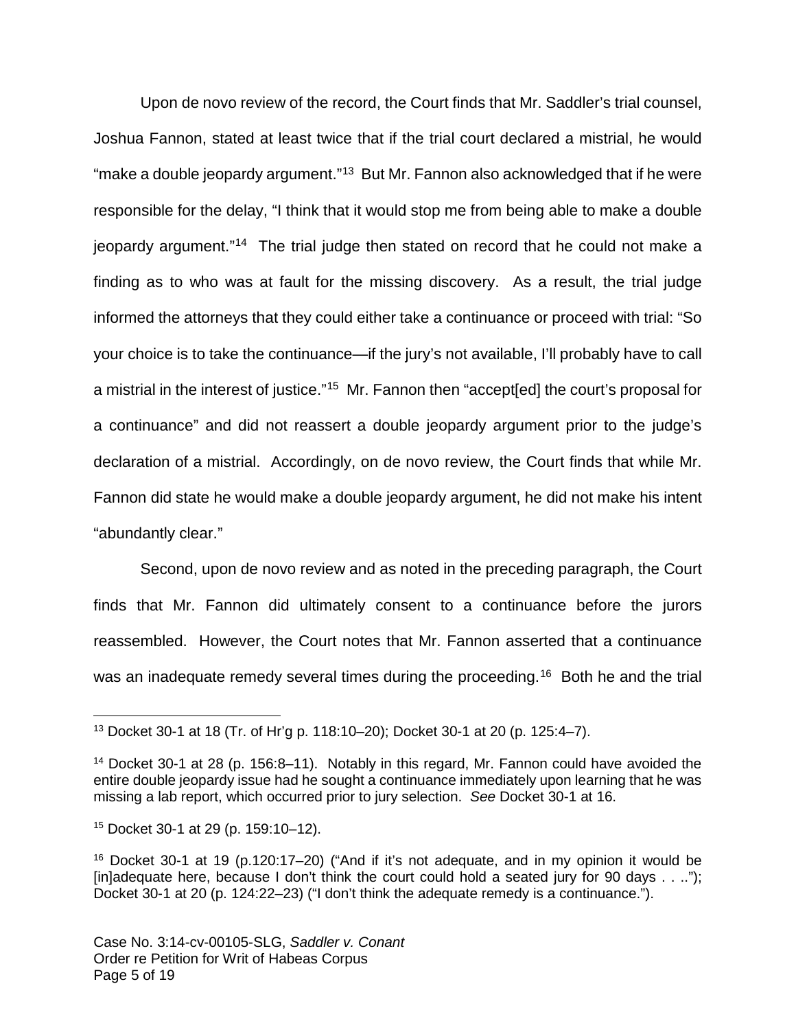Upon de novo review of the record, the Court finds that Mr. Saddler's trial counsel, Joshua Fannon, stated at least twice that if the trial court declared a mistrial, he would "make a double jeopardy argument."[13] But Mr. Fannon also acknowledged that if he were responsible for the delay, "I think that it would stop me from being able to make a double jeopardy argument."[14] The trial judge then stated on record that he could not make a finding as to who was at fault for the missing discovery. As a result, the trial judge informed the attorneys that they could either take a continuance or proceed with trial: "So your choice is to take the continuance—if the jury's not available, I'll probably have to call a mistrial in the interest of justice."[15] Mr. Fannon then "accept[ed] the court's proposal for a continuance" and did not reassert a double jeopardy argument prior to the judge's declaration of a mistrial. Accordingly, on de novo review, the Court finds that while Mr. Fannon did state he would make a double jeopardy argument, he did not make his intent "abundantly clear."

Second, upon de novo review and as noted in the preceding paragraph, the Court finds that Mr. Fannon did ultimately consent to a continuance before the jurors reassembled. However, the Court notes that Mr. Fannon asserted that a continuance was an inadequate remedy several times during the proceeding.[16] Both he and the trial

---

[13] Docket 30-1 at 18 (Tr. of Hr'g p. 118:10–20); Docket 30-1 at 20 (p. 125:4–7).

[14] Docket 30-1 at 28 (p. 156:8–11). Notably in this regard, Mr. Fannon could have avoided the entire double jeopardy issue had he sought a continuance immediately upon learning that he was missing a lab report, which occurred prior to jury selection. *See* Docket 30-1 at 16.

[15] Docket 30-1 at 29 (p. 159:10–12).

[16] Docket 30-1 at 19 (p.120:17–20) ("And if it's not adequate, and in my opinion it would be [in]adequate here, because I don't think the court could hold a seated jury for 90 days . . .."); Docket 30-1 at 20 (p. 124:22–23) ("I don't think the adequate remedy is a continuance.").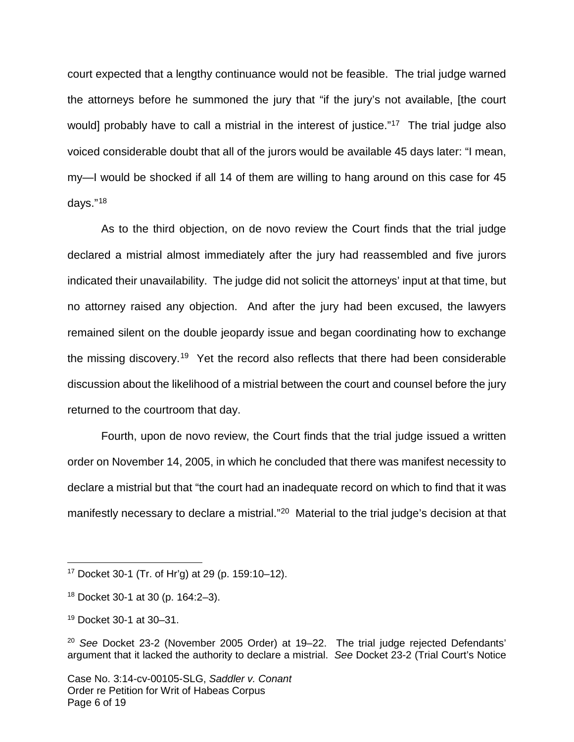court expected that a lengthy continuance would not be feasible. The trial judge warned the attorneys before he summoned the jury that "if the jury's not available, [the court would] probably have to call a mistrial in the interest of justice."[17] The trial judge also voiced considerable doubt that all of the jurors would be available 45 days later: "I mean, my—I would be shocked if all 14 of them are willing to hang around on this case for 45 days."[18]

As to the third objection, on de novo review the Court finds that the trial judge declared a mistrial almost immediately after the jury had reassembled and five jurors indicated their unavailability. The judge did not solicit the attorneys' input at that time, but no attorney raised any objection. And after the jury had been excused, the lawyers remained silent on the double jeopardy issue and began coordinating how to exchange the missing discovery.[19] Yet the record also reflects that there had been considerable discussion about the likelihood of a mistrial between the court and counsel before the jury returned to the courtroom that day.

Fourth, upon de novo review, the Court finds that the trial judge issued a written order on November 14, 2005, in which he concluded that there was manifest necessity to declare a mistrial but that "the court had an inadequate record on which to find that it was manifestly necessary to declare a mistrial."[20] Material to the trial judge's decision at that

---

[17] Docket 30-1 (Tr. of Hr'g) at 29 (p. 159:10–12).

[18] Docket 30-1 at 30 (p. 164:2–3).

[19] Docket 30-1 at 30–31.

[20] *See* Docket 23-2 (November 2005 Order) at 19–22. The trial judge rejected Defendants' argument that it lacked the authority to declare a mistrial. *See* Docket 23-2 (Trial Court's Notice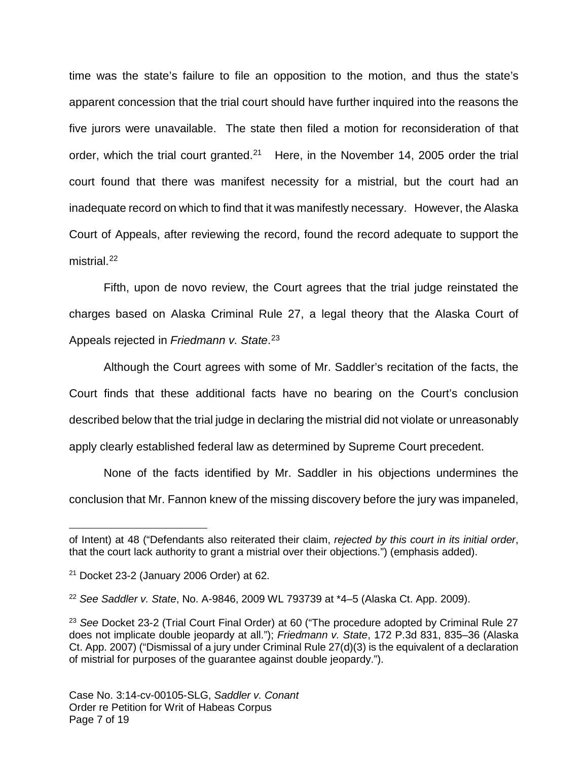time was the state's failure to file an opposition to the motion, and thus the state's apparent concession that the trial court should have further inquired into the reasons the five jurors were unavailable. The state then filed a motion for reconsideration of that order, which the trial court granted.[21] Here, in the November 14, 2005 order the trial court found that there was manifest necessity for a mistrial, but the court had an inadequate record on which to find that it was manifestly necessary. However, the Alaska Court of Appeals, after reviewing the record, found the record adequate to support the mistrial.[22]

Fifth, upon de novo review, the Court agrees that the trial judge reinstated the charges based on Alaska Criminal Rule 27, a legal theory that the Alaska Court of Appeals rejected in *Friedmann v. State*.[23]

Although the Court agrees with some of Mr. Saddler's recitation of the facts, the Court finds that these additional facts have no bearing on the Court's conclusion described below that the trial judge in declaring the mistrial did not violate or unreasonably apply clearly established federal law as determined by Supreme Court precedent.

None of the facts identified by Mr. Saddler in his objections undermines the conclusion that Mr. Fannon knew of the missing discovery before the jury was impaneled,

---

of Intent) at 48 ("Defendants also reiterated their claim, *rejected by this court in its initial order*, that the court lack authority to grant a mistrial over their objections.") (emphasis added).

[21] Docket 23-2 (January 2006 Order) at 62.

[22] *See Saddler v. State*, No. A-9846, 2009 WL 793739 at *4–5 (Alaska Ct. App. 2009).

[23] *See* Docket 23-2 (Trial Court Final Order) at 60 ("The procedure adopted by Criminal Rule 27 does not implicate double jeopardy at all."); *Friedmann v. State*, 172 P.3d 831, 835–36 (Alaska Ct. App. 2007) ("Dismissal of a jury under Criminal Rule 27(d)(3) is the equivalent of a declaration of mistrial for purposes of the guarantee against double jeopardy.").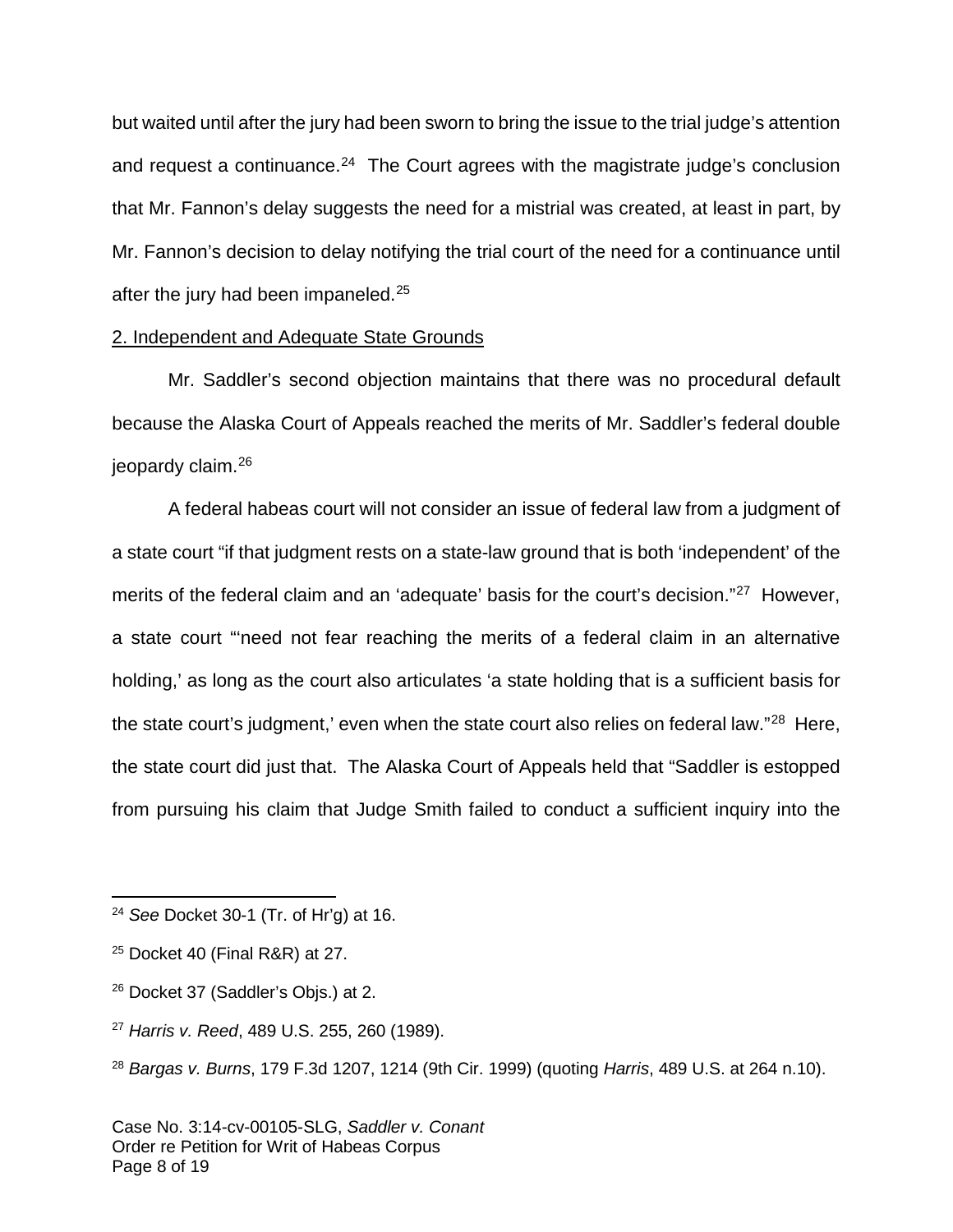but waited until after the jury had been sworn to bring the issue to the trial judge's attention and request a continuance.[24] The Court agrees with the magistrate judge's conclusion that Mr. Fannon's delay suggests the need for a mistrial was created, at least in part, by Mr. Fannon's decision to delay notifying the trial court of the need for a continuance until after the jury had been impaneled.[25]

2. Independent and Adequate State Grounds

Mr. Saddler's second objection maintains that there was no procedural default because the Alaska Court of Appeals reached the merits of Mr. Saddler's federal double jeopardy claim.[26]

A federal habeas court will not consider an issue of federal law from a judgment of a state court "if that judgment rests on a state-law ground that is both 'independent' of the merits of the federal claim and an 'adequate' basis for the court's decision."[27] However, a state court "'need not fear reaching the merits of a federal claim in an alternative holding,' as long as the court also articulates 'a state holding that is a sufficient basis for the state court's judgment,' even when the state court also relies on federal law."[28] Here, the state court did just that. The Alaska Court of Appeals held that "Saddler is estopped from pursuing his claim that Judge Smith failed to conduct a sufficient inquiry into the

---

[24] *See* Docket 30-1 (Tr. of Hr'g) at 16.

[25] Docket 40 (Final R&R) at 27.

[26] Docket 37 (Saddler's Objs.) at 2.

[27] *Harris v. Reed*, 489 U.S. 255, 260 (1989).

[28] *Bargas v. Burns*, 179 F.3d 1207, 1214 (9th Cir. 1999) (quoting *Harris*, 489 U.S. at 264 n.10).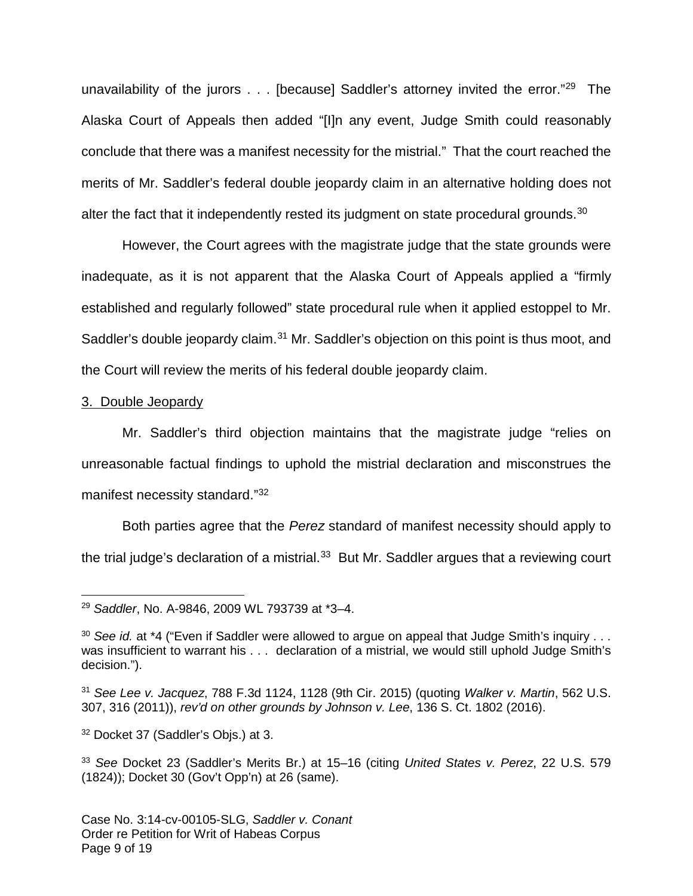unavailability of the jurors . . . [because] Saddler's attorney invited the error."[29] The Alaska Court of Appeals then added "[I]n any event, Judge Smith could reasonably conclude that there was a manifest necessity for the mistrial." That the court reached the merits of Mr. Saddler's federal double jeopardy claim in an alternative holding does not alter the fact that it independently rested its judgment on state procedural grounds.[30]

However, the Court agrees with the magistrate judge that the state grounds were inadequate, as it is not apparent that the Alaska Court of Appeals applied a "firmly established and regularly followed" state procedural rule when it applied estoppel to Mr. Saddler's double jeopardy claim.[31] Mr. Saddler's objection on this point is thus moot, and the Court will review the merits of his federal double jeopardy claim.

3. Double Jeopardy

Mr. Saddler's third objection maintains that the magistrate judge "relies on unreasonable factual findings to uphold the mistrial declaration and misconstrues the manifest necessity standard."[32]

Both parties agree that the *Perez* standard of manifest necessity should apply to the trial judge's declaration of a mistrial.[33] But Mr. Saddler argues that a reviewing court

---

[29] *Saddler*, No. A-9846, 2009 WL 793739 at *3–4.

[30] *See id.* at *4 ("Even if Saddler were allowed to argue on appeal that Judge Smith's inquiry . . . was insufficient to warrant his . . . declaration of a mistrial, we would still uphold Judge Smith's decision.").

[31] *See Lee v. Jacquez*, 788 F.3d 1124, 1128 (9th Cir. 2015) (quoting *Walker v. Martin*, 562 U.S. 307, 316 (2011)), *rev'd on other grounds by Johnson v. Lee*, 136 S. Ct. 1802 (2016).

[32] Docket 37 (Saddler's Objs.) at 3.

[33] *See* Docket 23 (Saddler's Merits Br.) at 15–16 (citing *United States v. Perez*, 22 U.S. 579 (1824)); Docket 30 (Gov't Opp'n) at 26 (same).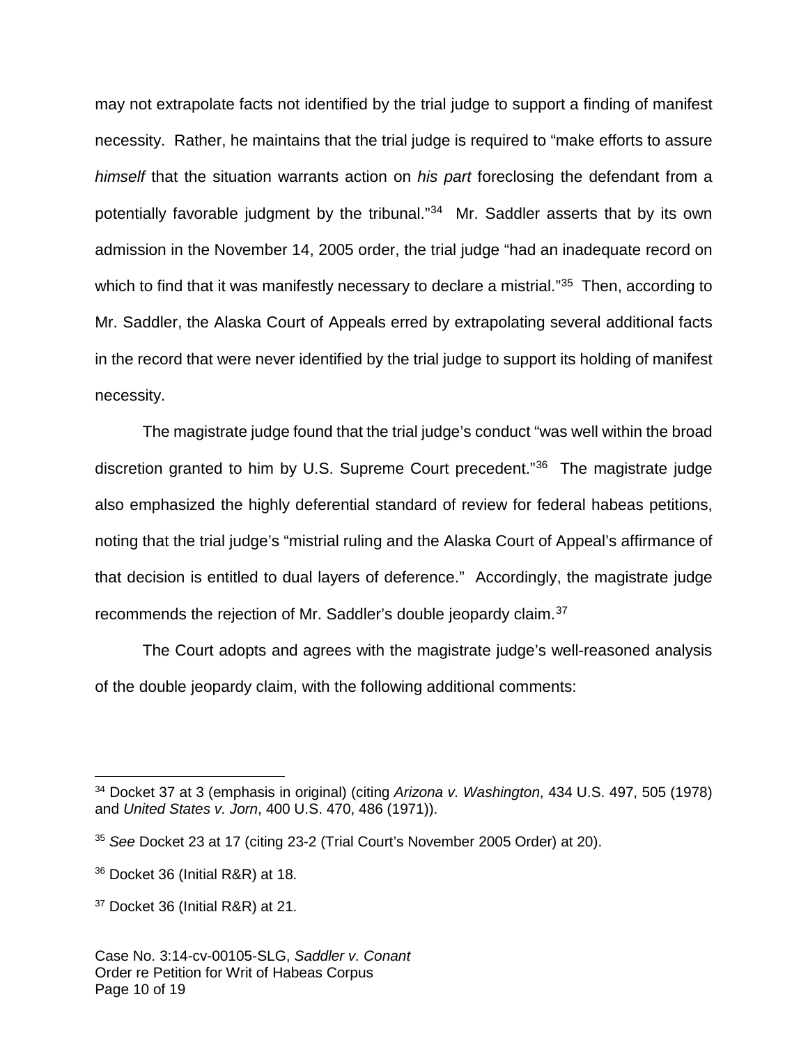may not extrapolate facts not identified by the trial judge to support a finding of manifest necessity. Rather, he maintains that the trial judge is required to "make efforts to assure *himself* that the situation warrants action on *his part* foreclosing the defendant from a potentially favorable judgment by the tribunal."[34] Mr. Saddler asserts that by its own admission in the November 14, 2005 order, the trial judge "had an inadequate record on which to find that it was manifestly necessary to declare a mistrial."[35] Then, according to Mr. Saddler, the Alaska Court of Appeals erred by extrapolating several additional facts in the record that were never identified by the trial judge to support its holding of manifest necessity.

The magistrate judge found that the trial judge's conduct "was well within the broad discretion granted to him by U.S. Supreme Court precedent."[36] The magistrate judge also emphasized the highly deferential standard of review for federal habeas petitions, noting that the trial judge's "mistrial ruling and the Alaska Court of Appeal's affirmance of that decision is entitled to dual layers of deference." Accordingly, the magistrate judge recommends the rejection of Mr. Saddler's double jeopardy claim.[37]

The Court adopts and agrees with the magistrate judge's well-reasoned analysis of the double jeopardy claim, with the following additional comments:

---

[34] Docket 37 at 3 (emphasis in original) (citing *Arizona v. Washington*, 434 U.S. 497, 505 (1978) and *United States v. Jorn*, 400 U.S. 470, 486 (1971)).

[35] *See* Docket 23 at 17 (citing 23-2 (Trial Court's November 2005 Order) at 20).

[36] Docket 36 (Initial R&R) at 18.

[37] Docket 36 (Initial R&R) at 21.

Case No. 3:14-cv-00105-SLG, *Saddler v. Conant*
Order re Petition for Writ of Habeas Corpus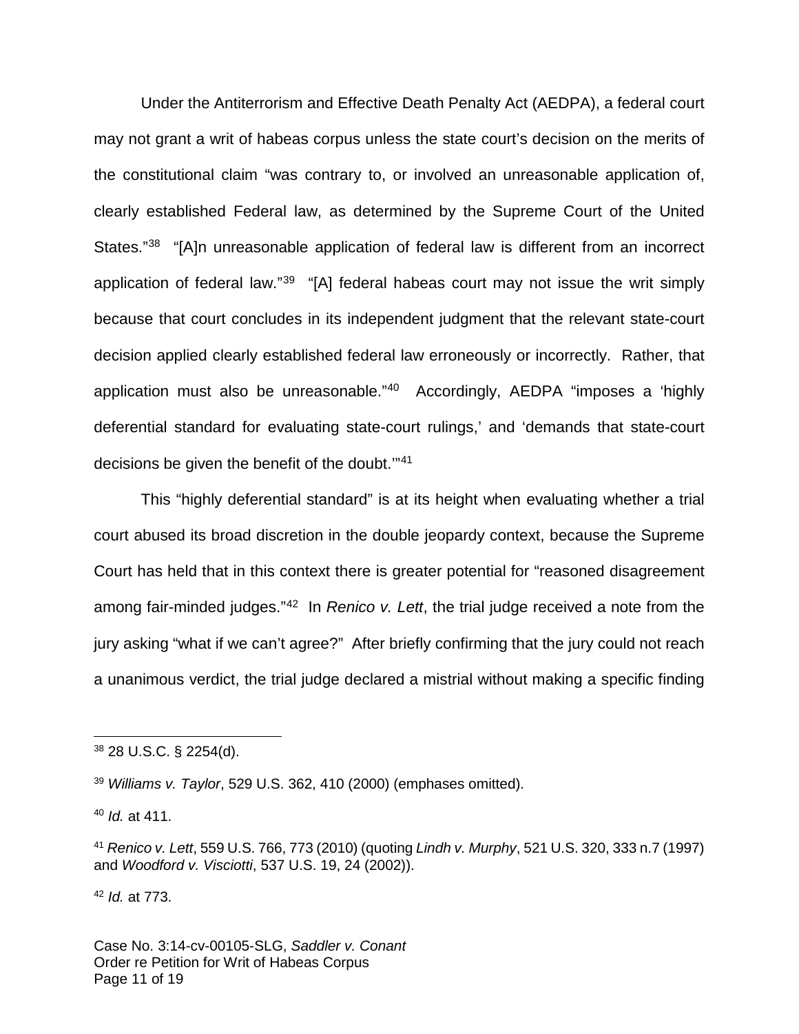Under the Antiterrorism and Effective Death Penalty Act (AEDPA), a federal court may not grant a writ of habeas corpus unless the state court's decision on the merits of the constitutional claim "was contrary to, or involved an unreasonable application of, clearly established Federal law, as determined by the Supreme Court of the United States."[38] "[A]n unreasonable application of federal law is different from an incorrect application of federal law."[39] "[A] federal habeas court may not issue the writ simply because that court concludes in its independent judgment that the relevant state-court decision applied clearly established federal law erroneously or incorrectly. Rather, that application must also be unreasonable."[40] Accordingly, AEDPA "imposes a 'highly deferential standard for evaluating state-court rulings,' and 'demands that state-court decisions be given the benefit of the doubt.'"[41]

This "highly deferential standard" is at its height when evaluating whether a trial court abused its broad discretion in the double jeopardy context, because the Supreme Court has held that in this context there is greater potential for "reasoned disagreement among fair-minded judges."[42] In *Renico v. Lett*, the trial judge received a note from the jury asking "what if we can't agree?" After briefly confirming that the jury could not reach a unanimous verdict, the trial judge declared a mistrial without making a specific finding

---

[38] 28 U.S.C. § 2254(d).

[39] *Williams v. Taylor*, 529 U.S. 362, 410 (2000) (emphases omitted).

[40] *Id.* at 411.

[41] *Renico v. Lett*, 559 U.S. 766, 773 (2010) (quoting *Lindh v. Murphy*, 521 U.S. 320, 333 n.7 (1997) and *Woodford v. Visciotti*, 537 U.S. 19, 24 (2002)).

[42] *Id.* at 773.

Case No. 3:14-cv-00105-SLG, *Saddler v. Conant*
Order re Petition for Writ of Habeas Corpus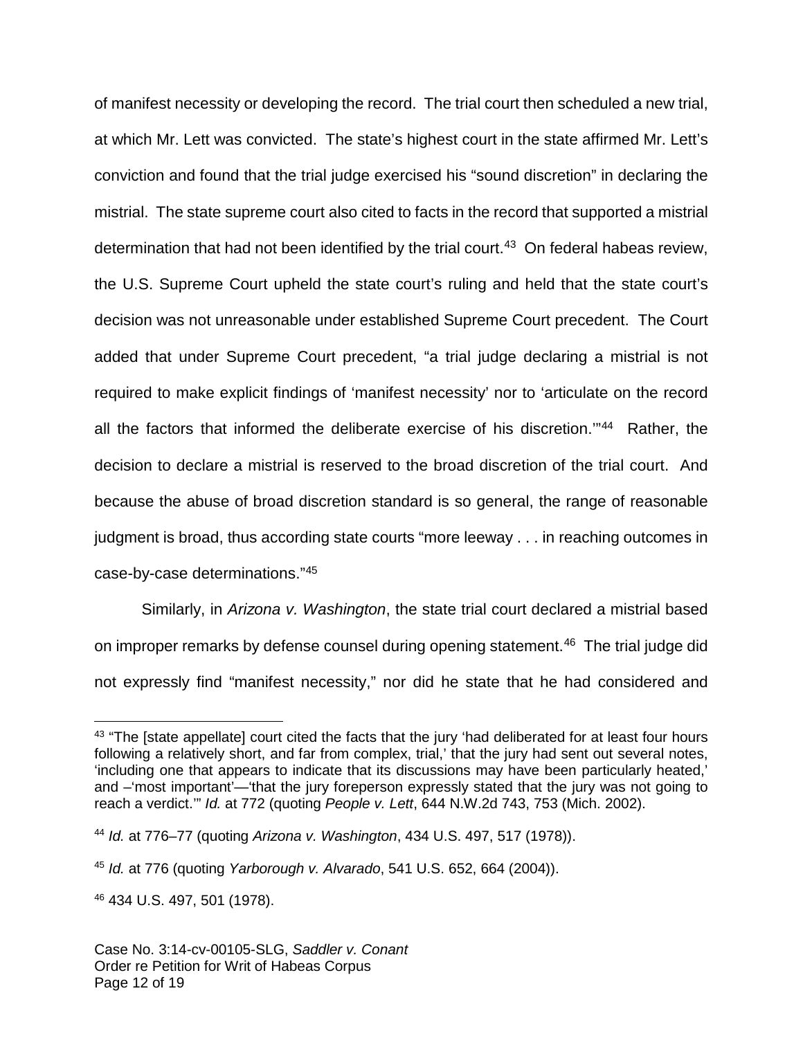of manifest necessity or developing the record. The trial court then scheduled a new trial, at which Mr. Lett was convicted. The state's highest court in the state affirmed Mr. Lett's conviction and found that the trial judge exercised his "sound discretion" in declaring the mistrial. The state supreme court also cited to facts in the record that supported a mistrial determination that had not been identified by the trial court.[43] On federal habeas review, the U.S. Supreme Court upheld the state court's ruling and held that the state court's decision was not unreasonable under established Supreme Court precedent. The Court added that under Supreme Court precedent, "a trial judge declaring a mistrial is not required to make explicit findings of 'manifest necessity' nor to 'articulate on the record all the factors that informed the deliberate exercise of his discretion.'"[44] Rather, the decision to declare a mistrial is reserved to the broad discretion of the trial court. And because the abuse of broad discretion standard is so general, the range of reasonable judgment is broad, thus according state courts "more leeway . . . in reaching outcomes in case-by-case determinations."[45]

Similarly, in *Arizona v. Washington*, the state trial court declared a mistrial based on improper remarks by defense counsel during opening statement.[46] The trial judge did not expressly find "manifest necessity," nor did he state that he had considered and

---

[43] "The [state appellate] court cited the facts that the jury 'had deliberated for at least four hours following a relatively short, and far from complex, trial,' that the jury had sent out several notes, 'including one that appears to indicate that its discussions may have been particularly heated,' and –'most important'—'that the jury foreperson expressly stated that the jury was not going to reach a verdict.'" *Id.* at 772 (quoting *People v. Lett*, 644 N.W.2d 743, 753 (Mich. 2002).

[44] *Id.* at 776–77 (quoting *Arizona v. Washington*, 434 U.S. 497, 517 (1978)).

[45] *Id.* at 776 (quoting *Yarborough v. Alvarado*, 541 U.S. 652, 664 (2004)).

[46] 434 U.S. 497, 501 (1978).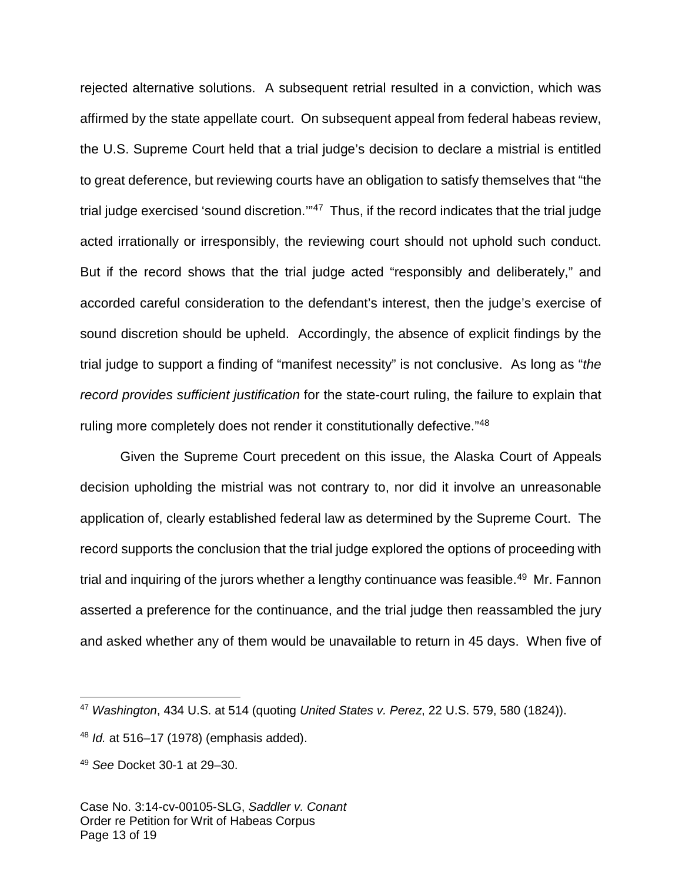rejected alternative solutions. A subsequent retrial resulted in a conviction, which was affirmed by the state appellate court. On subsequent appeal from federal habeas review, the U.S. Supreme Court held that a trial judge's decision to declare a mistrial is entitled to great deference, but reviewing courts have an obligation to satisfy themselves that "the trial judge exercised 'sound discretion.'"[47] Thus, if the record indicates that the trial judge acted irrationally or irresponsibly, the reviewing court should not uphold such conduct. But if the record shows that the trial judge acted "responsibly and deliberately," and accorded careful consideration to the defendant's interest, then the judge's exercise of sound discretion should be upheld. Accordingly, the absence of explicit findings by the trial judge to support a finding of "manifest necessity" is not conclusive. As long as "*the record provides sufficient justification* for the state-court ruling, the failure to explain that ruling more completely does not render it constitutionally defective."[48]

Given the Supreme Court precedent on this issue, the Alaska Court of Appeals decision upholding the mistrial was not contrary to, nor did it involve an unreasonable application of, clearly established federal law as determined by the Supreme Court. The record supports the conclusion that the trial judge explored the options of proceeding with trial and inquiring of the jurors whether a lengthy continuance was feasible.[49] Mr. Fannon asserted a preference for the continuance, and the trial judge then reassambled the jury and asked whether any of them would be unavailable to return in 45 days. When five of

---

[47] *Washington*, 434 U.S. at 514 (quoting *United States v. Perez*, 22 U.S. 579, 580 (1824)).

[48] *Id.* at 516–17 (1978) (emphasis added).

[49] *See* Docket 30-1 at 29–30.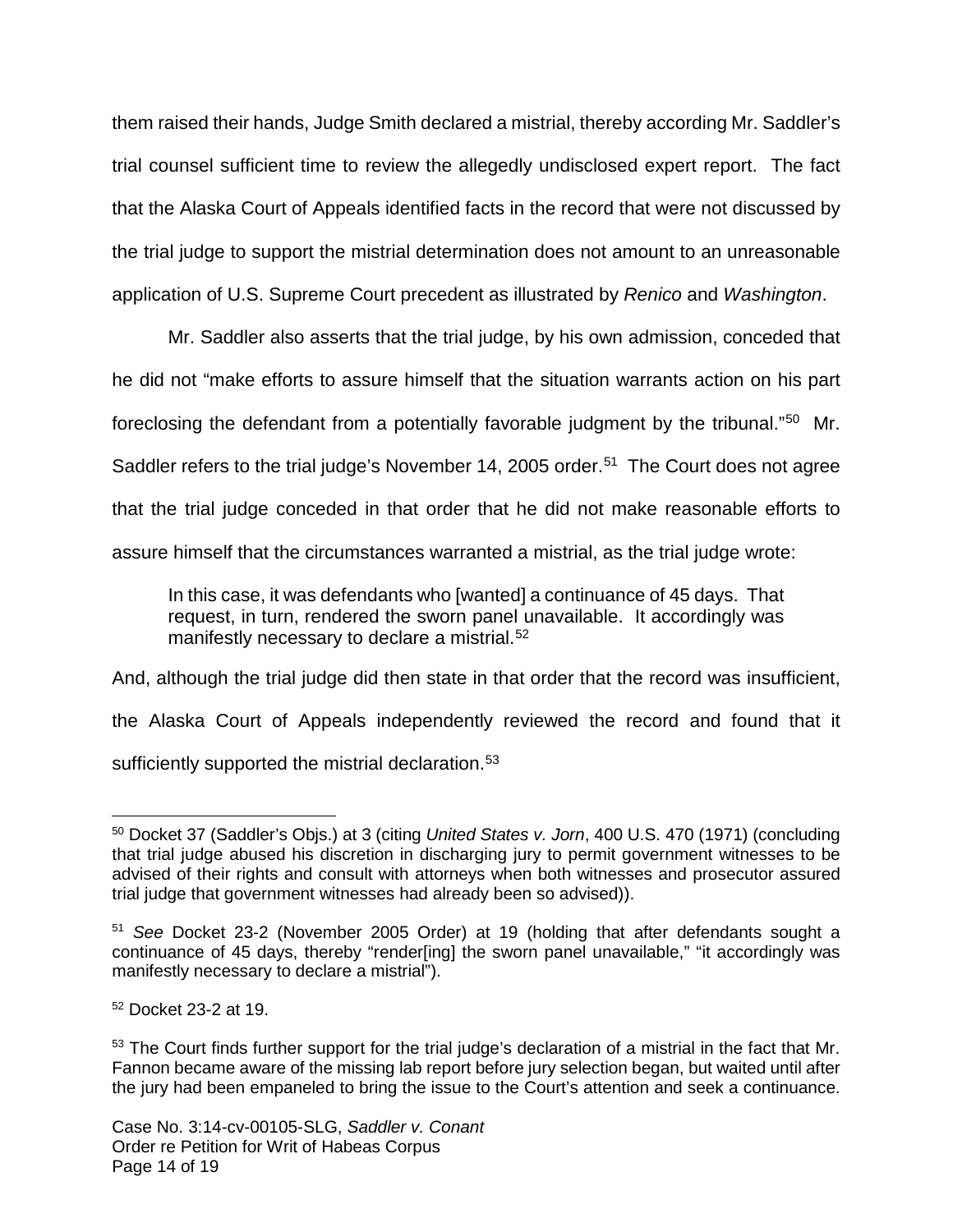them raised their hands, Judge Smith declared a mistrial, thereby according Mr. Saddler's trial counsel sufficient time to review the allegedly undisclosed expert report. The fact that the Alaska Court of Appeals identified facts in the record that were not discussed by the trial judge to support the mistrial determination does not amount to an unreasonable application of U.S. Supreme Court precedent as illustrated by *Renico* and *Washington*.

Mr. Saddler also asserts that the trial judge, by his own admission, conceded that he did not "make efforts to assure himself that the situation warrants action on his part foreclosing the defendant from a potentially favorable judgment by the tribunal."[50] Mr. Saddler refers to the trial judge's November 14, 2005 order.[51] The Court does not agree that the trial judge conceded in that order that he did not make reasonable efforts to assure himself that the circumstances warranted a mistrial, as the trial judge wrote:

> In this case, it was defendants who [wanted] a continuance of 45 days. That request, in turn, rendered the sworn panel unavailable. It accordingly was manifestly necessary to declare a mistrial.[52]

And, although the trial judge did then state in that order that the record was insufficient, the Alaska Court of Appeals independently reviewed the record and found that it sufficiently supported the mistrial declaration.[53]

---

[50] Docket 37 (Saddler's Objs.) at 3 (citing *United States v. Jorn*, 400 U.S. 470 (1971) (concluding that trial judge abused his discretion in discharging jury to permit government witnesses to be advised of their rights and consult with attorneys when both witnesses and prosecutor assured trial judge that government witnesses had already been so advised)).

[51] *See* Docket 23-2 (November 2005 Order) at 19 (holding that after defendants sought a continuance of 45 days, thereby "render[ing] the sworn panel unavailable," "it accordingly was manifestly necessary to declare a mistrial").

[52] Docket 23-2 at 19.

[53] The Court finds further support for the trial judge's declaration of a mistrial in the fact that Mr. Fannon became aware of the missing lab report before jury selection began, but waited until after the jury had been empaneled to bring the issue to the Court's attention and seek a continuance.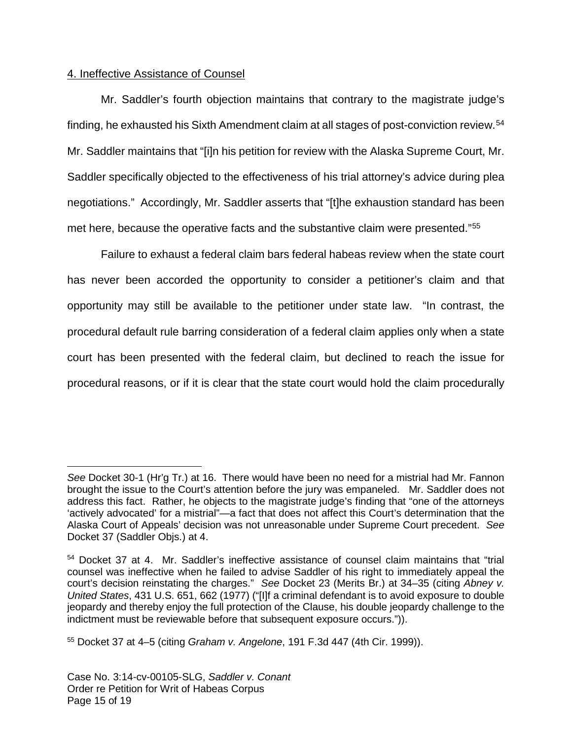4. Ineffective Assistance of Counsel

Mr. Saddler's fourth objection maintains that contrary to the magistrate judge's finding, he exhausted his Sixth Amendment claim at all stages of post-conviction review.[54] Mr. Saddler maintains that "[i]n his petition for review with the Alaska Supreme Court, Mr. Saddler specifically objected to the effectiveness of his trial attorney's advice during plea negotiations." Accordingly, Mr. Saddler asserts that "[t]he exhaustion standard has been met here, because the operative facts and the substantive claim were presented."[55]

Failure to exhaust a federal claim bars federal habeas review when the state court has never been accorded the opportunity to consider a petitioner's claim and that opportunity may still be available to the petitioner under state law. "In contrast, the procedural default rule barring consideration of a federal claim applies only when a state court has been presented with the federal claim, but declined to reach the issue for procedural reasons, or if it is clear that the state court would hold the claim procedurally

---

*See* Docket 30-1 (Hr'g Tr.) at 16. There would have been no need for a mistrial had Mr. Fannon brought the issue to the Court's attention before the jury was empaneled. Mr. Saddler does not address this fact. Rather, he objects to the magistrate judge's finding that "one of the attorneys 'actively advocated' for a mistrial"—a fact that does not affect this Court's determination that the Alaska Court of Appeals' decision was not unreasonable under Supreme Court precedent. *See* Docket 37 (Saddler Objs.) at 4.

[54] Docket 37 at 4. Mr. Saddler's ineffective assistance of counsel claim maintains that "trial counsel was ineffective when he failed to advise Saddler of his right to immediately appeal the court's decision reinstating the charges." *See* Docket 23 (Merits Br.) at 34–35 (citing *Abney v. United States*, 431 U.S. 651, 662 (1977) ("[I]f a criminal defendant is to avoid exposure to double jeopardy and thereby enjoy the full protection of the Clause, his double jeopardy challenge to the indictment must be reviewable before that subsequent exposure occurs.")).

[55] Docket 37 at 4–5 (citing *Graham v. Angelone*, 191 F.3d 447 (4th Cir. 1999)).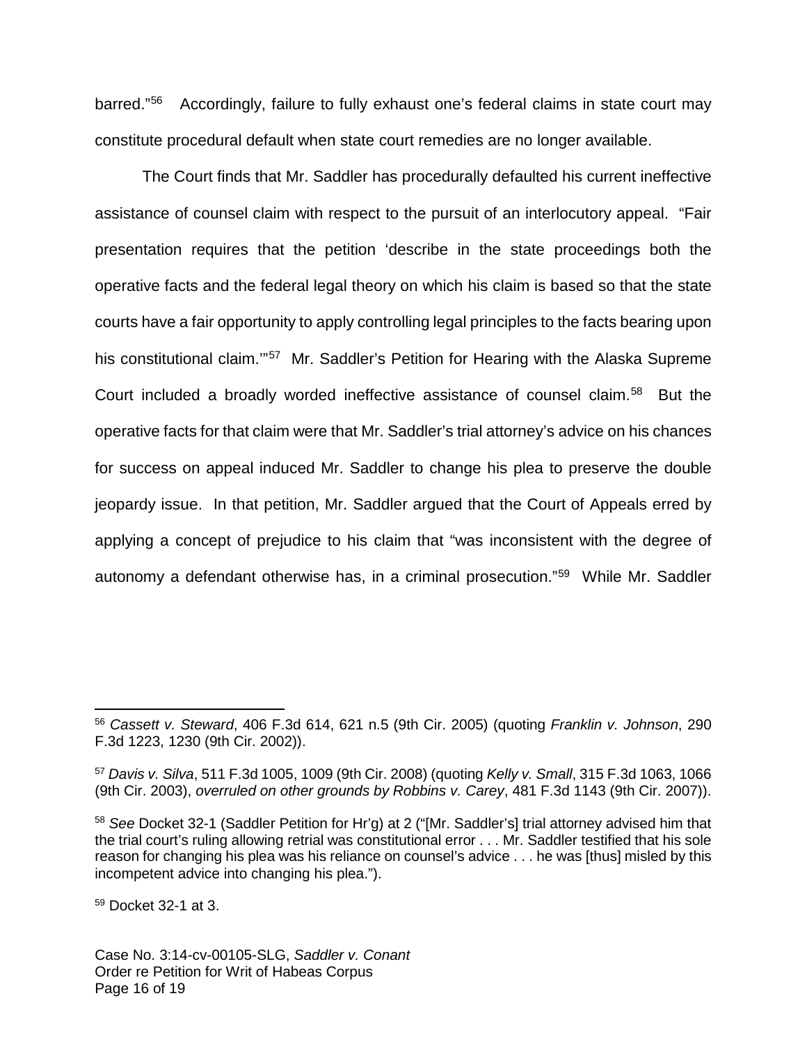barred."[56] Accordingly, failure to fully exhaust one's federal claims in state court may constitute procedural default when state court remedies are no longer available.

The Court finds that Mr. Saddler has procedurally defaulted his current ineffective assistance of counsel claim with respect to the pursuit of an interlocutory appeal. "Fair presentation requires that the petition 'describe in the state proceedings both the operative facts and the federal legal theory on which his claim is based so that the state courts have a fair opportunity to apply controlling legal principles to the facts bearing upon his constitutional claim.'"[57] Mr. Saddler's Petition for Hearing with the Alaska Supreme Court included a broadly worded ineffective assistance of counsel claim.[58] But the operative facts for that claim were that Mr. Saddler's trial attorney's advice on his chances for success on appeal induced Mr. Saddler to change his plea to preserve the double jeopardy issue. In that petition, Mr. Saddler argued that the Court of Appeals erred by applying a concept of prejudice to his claim that "was inconsistent with the degree of autonomy a defendant otherwise has, in a criminal prosecution."[59] While Mr. Saddler

---

[56] *Cassett v. Steward*, 406 F.3d 614, 621 n.5 (9th Cir. 2005) (quoting *Franklin v. Johnson*, 290 F.3d 1223, 1230 (9th Cir. 2002)).

[57] *Davis v. Silva*, 511 F.3d 1005, 1009 (9th Cir. 2008) (quoting *Kelly v. Small*, 315 F.3d 1063, 1066 (9th Cir. 2003), *overruled on other grounds by Robbins v. Carey*, 481 F.3d 1143 (9th Cir. 2007)).

[58] *See* Docket 32-1 (Saddler Petition for Hr'g) at 2 ("[Mr. Saddler's] trial attorney advised him that the trial court's ruling allowing retrial was constitutional error . . . Mr. Saddler testified that his sole reason for changing his plea was his reliance on counsel's advice . . . he was [thus] misled by this incompetent advice into changing his plea.").

[59] Docket 32-1 at 3.

Case No. 3:14-cv-00105-SLG, *Saddler v. Conant*
Order re Petition for Writ of Habeas Corpus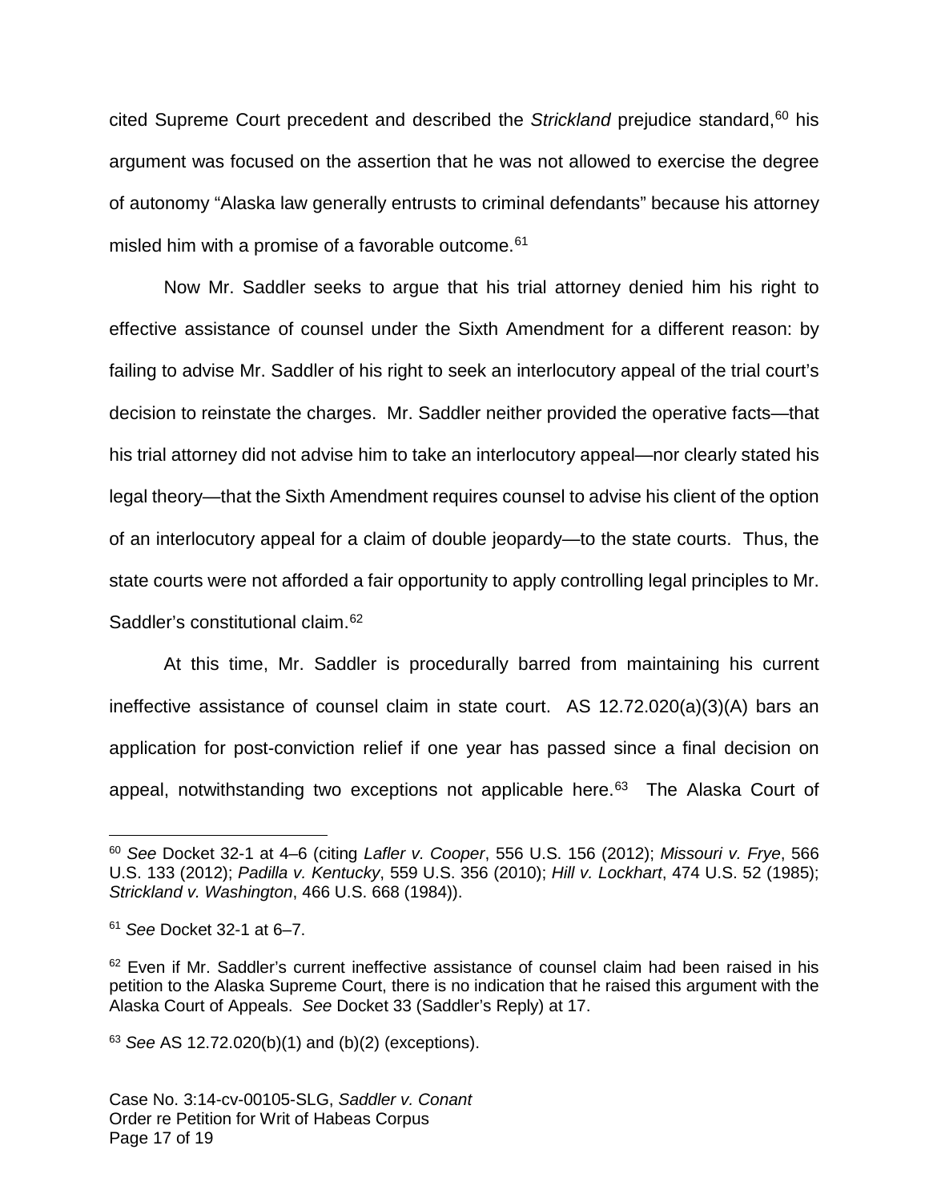cited Supreme Court precedent and described the *Strickland* prejudice standard,[60] his argument was focused on the assertion that he was not allowed to exercise the degree of autonomy "Alaska law generally entrusts to criminal defendants" because his attorney misled him with a promise of a favorable outcome.[61]

Now Mr. Saddler seeks to argue that his trial attorney denied him his right to effective assistance of counsel under the Sixth Amendment for a different reason: by failing to advise Mr. Saddler of his right to seek an interlocutory appeal of the trial court's decision to reinstate the charges. Mr. Saddler neither provided the operative facts—that his trial attorney did not advise him to take an interlocutory appeal—nor clearly stated his legal theory—that the Sixth Amendment requires counsel to advise his client of the option of an interlocutory appeal for a claim of double jeopardy—to the state courts. Thus, the state courts were not afforded a fair opportunity to apply controlling legal principles to Mr. Saddler's constitutional claim.[62]

At this time, Mr. Saddler is procedurally barred from maintaining his current ineffective assistance of counsel claim in state court. AS 12.72.020(a)(3)(A) bars an application for post-conviction relief if one year has passed since a final decision on appeal, notwithstanding two exceptions not applicable here.[63] The Alaska Court of

---

[60] *See* Docket 32-1 at 4–6 (citing *Lafler v. Cooper*, 556 U.S. 156 (2012); *Missouri v. Frye*, 566 U.S. 133 (2012); *Padilla v. Kentucky*, 559 U.S. 356 (2010); *Hill v. Lockhart*, 474 U.S. 52 (1985); *Strickland v. Washington*, 466 U.S. 668 (1984)).

[61] *See* Docket 32-1 at 6–7.

[62] Even if Mr. Saddler's current ineffective assistance of counsel claim had been raised in his petition to the Alaska Supreme Court, there is no indication that he raised this argument with the Alaska Court of Appeals. *See* Docket 33 (Saddler's Reply) at 17.

[63] *See* AS 12.72.020(b)(1) and (b)(2) (exceptions).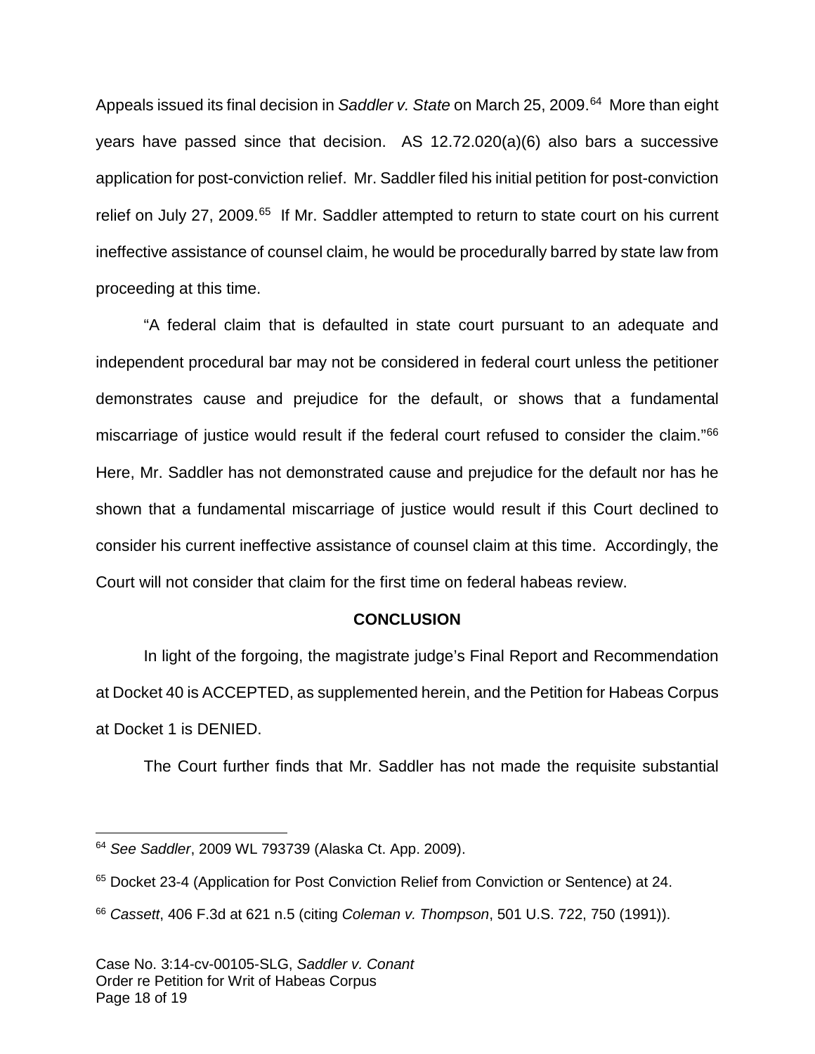Appeals issued its final decision in *Saddler v. State* on March 25, 2009.[64] More than eight years have passed since that decision. AS 12.72.020(a)(6) also bars a successive application for post-conviction relief. Mr. Saddler filed his initial petition for post-conviction relief on July 27, 2009.[65] If Mr. Saddler attempted to return to state court on his current ineffective assistance of counsel claim, he would be procedurally barred by state law from proceeding at this time.

"A federal claim that is defaulted in state court pursuant to an adequate and independent procedural bar may not be considered in federal court unless the petitioner demonstrates cause and prejudice for the default, or shows that a fundamental miscarriage of justice would result if the federal court refused to consider the claim."[66] Here, Mr. Saddler has not demonstrated cause and prejudice for the default nor has he shown that a fundamental miscarriage of justice would result if this Court declined to consider his current ineffective assistance of counsel claim at this time. Accordingly, the Court will not consider that claim for the first time on federal habeas review.

**CONCLUSION**

In light of the forgoing, the magistrate judge's Final Report and Recommendation at Docket 40 is ACCEPTED, as supplemented herein, and the Petition for Habeas Corpus at Docket 1 is DENIED.

The Court further finds that Mr. Saddler has not made the requisite substantial

---

[64] *See Saddler*, 2009 WL 793739 (Alaska Ct. App. 2009).

[65] Docket 23-4 (Application for Post Conviction Relief from Conviction or Sentence) at 24.

[66] *Cassett*, 406 F.3d at 621 n.5 (citing *Coleman v. Thompson*, 501 U.S. 722, 750 (1991)).

Case No. 3:14-cv-00105-SLG, *Saddler v. Conant*
Order re Petition for Writ of Habeas Corpus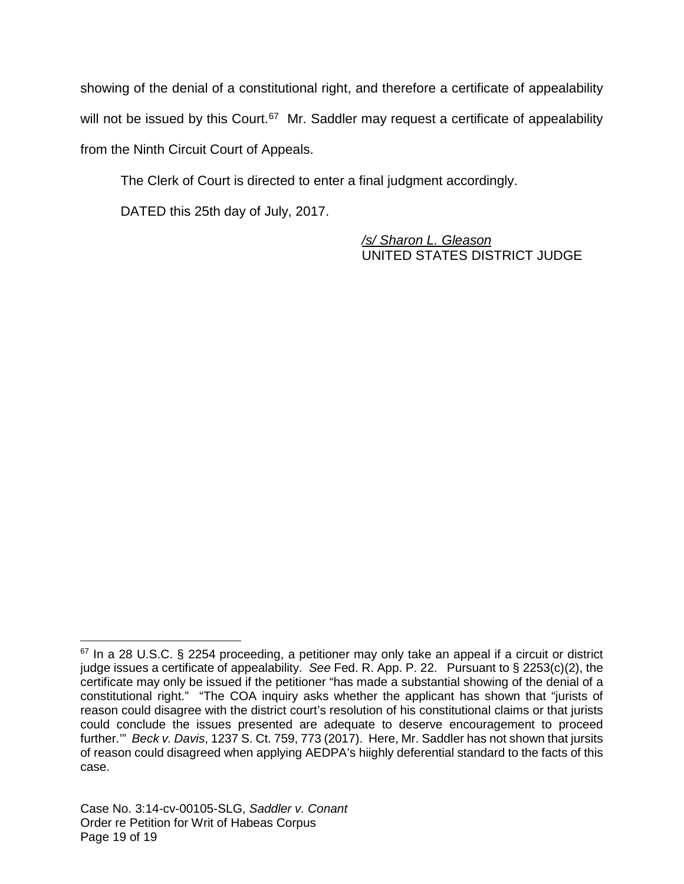showing of the denial of a constitutional right, and therefore a certificate of appealability will not be issued by this Court.[67] Mr. Saddler may request a certificate of appealability from the Ninth Circuit Court of Appeals.

The Clerk of Court is directed to enter a final judgment accordingly.

DATED this 25th day of July, 2017.

/s/ Sharon L. Gleason
UNITED STATES DISTRICT JUDGE

---

[67] In a 28 U.S.C. § 2254 proceeding, a petitioner may only take an appeal if a circuit or district judge issues a certificate of appealability. *See* Fed. R. App. P. 22. Pursuant to § 2253(c)(2), the certificate may only be issued if the petitioner "has made a substantial showing of the denial of a constitutional right." "The COA inquiry asks whether the applicant has shown that "jurists of reason could disagree with the district court's resolution of his constitutional claims or that jurists could conclude the issues presented are adequate to deserve encouragement to proceed further."" *Beck v. Davis*, 1237 S. Ct. 759, 773 (2017). Here, Mr. Saddler has not shown that jursits of reason could disagreed when applying AEDPA's hiighly deferential standard to the facts of this case.

Case No. 3:14-cv-00105-SLG, *Saddler v. Conant*
Order re Petition for Writ of Habeas Corpus